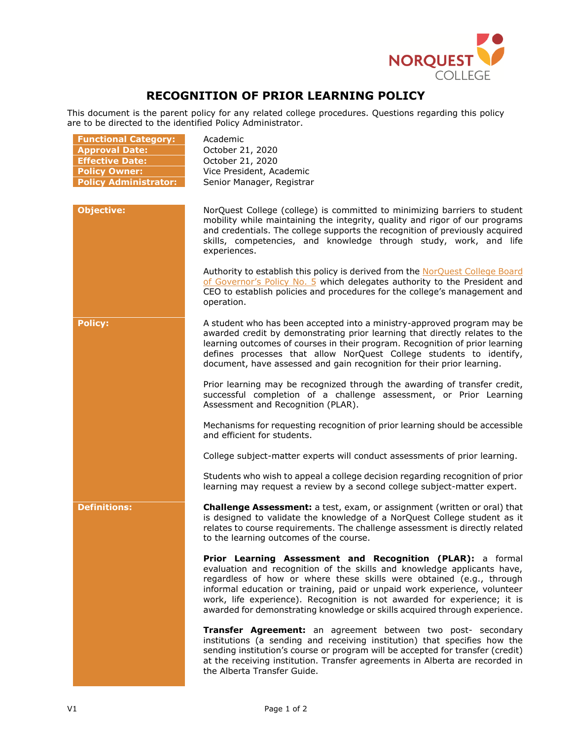# RECOGNITION OF PRIOR LEARNING POLICY

This document is the parent policy for any related college procedures. Questions regarding this policy are to be directed to the identified Policy Administrator.

| | |
|---|---|
| **Functional Category:** | Academic |
| **Approval Date:** | October 21, 2020 |
| **Effective Date:** | October 21, 2020 |
| **Policy Owner:** | Vice President, Academic |
| **Policy Administrator:** | Senior Manager, Registrar |

## Objective:

NorQuest College (college) is committed to minimizing barriers to student mobility while maintaining the integrity, quality and rigor of our programs and credentials. The college supports the recognition of previously acquired skills, competencies, and knowledge through study, work, and life experiences.

Authority to establish this policy is derived from the NorQuest College Board of Governor's Policy No. 5 which delegates authority to the President and CEO to establish policies and procedures for the college's management and operation.

## Policy:

A student who has been accepted into a ministry-approved program may be awarded credit by demonstrating prior learning that directly relates to the learning outcomes of courses in their program. Recognition of prior learning defines processes that allow NorQuest College students to identify, document, have assessed and gain recognition for their prior learning.

Prior learning may be recognized through the awarding of transfer credit, successful completion of a challenge assessment, or Prior Learning Assessment and Recognition (PLAR).

Mechanisms for requesting recognition of prior learning should be accessible and efficient for students.

College subject-matter experts will conduct assessments of prior learning.

Students who wish to appeal a college decision regarding recognition of prior learning may request a review by a second college subject-matter expert.

## Definitions:

**Challenge Assessment:** a test, exam, or assignment (written or oral) that is designed to validate the knowledge of a NorQuest College student as it relates to course requirements. The challenge assessment is directly related to the learning outcomes of the course.

**Prior Learning Assessment and Recognition (PLAR):** a formal evaluation and recognition of the skills and knowledge applicants have, regardless of how or where these skills were obtained (e.g., through informal education or training, paid or unpaid work experience, volunteer work, life experience). Recognition is not awarded for experience; it is awarded for demonstrating knowledge or skills acquired through experience.

**Transfer Agreement:** an agreement between two post- secondary institutions (a sending and receiving institution) that specifies how the sending institution's course or program will be accepted for transfer (credit) at the receiving institution. Transfer agreements in Alberta are recorded in the Alberta Transfer Guide.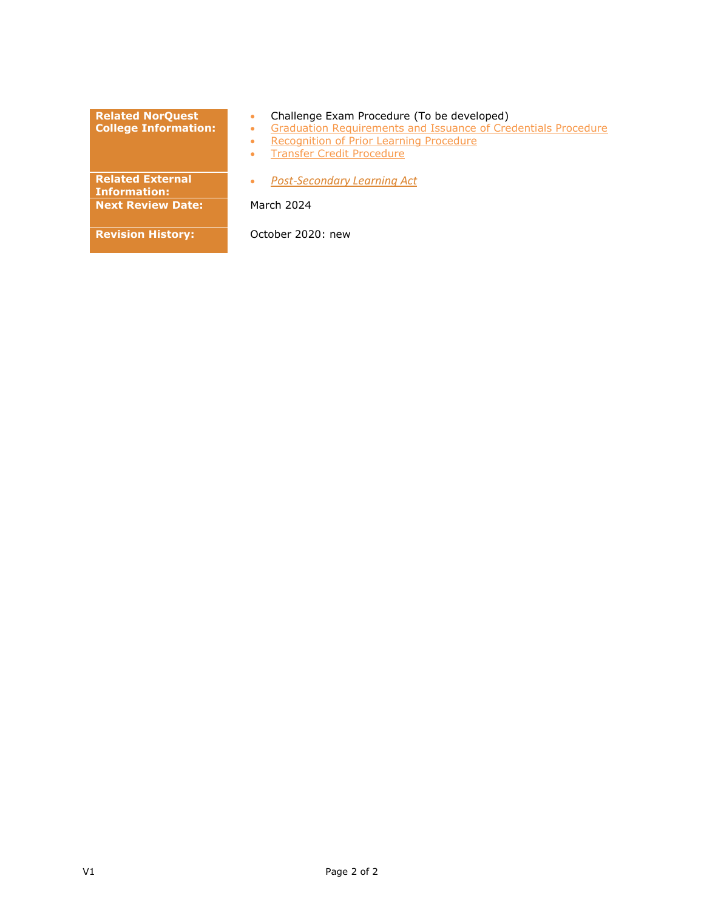| | |
|---|---|
| **Related NorQuest College Information:** | • Challenge Exam Procedure (To be developed)<br>• Graduation Requirements and Issuance of Credentials Procedure<br>• Recognition of Prior Learning Procedure<br>• Transfer Credit Procedure |
| **Related External Information:** | • *Post-Secondary Learning Act* |
| **Next Review Date:** | March 2024 |
| **Revision History:** | October 2020: new |